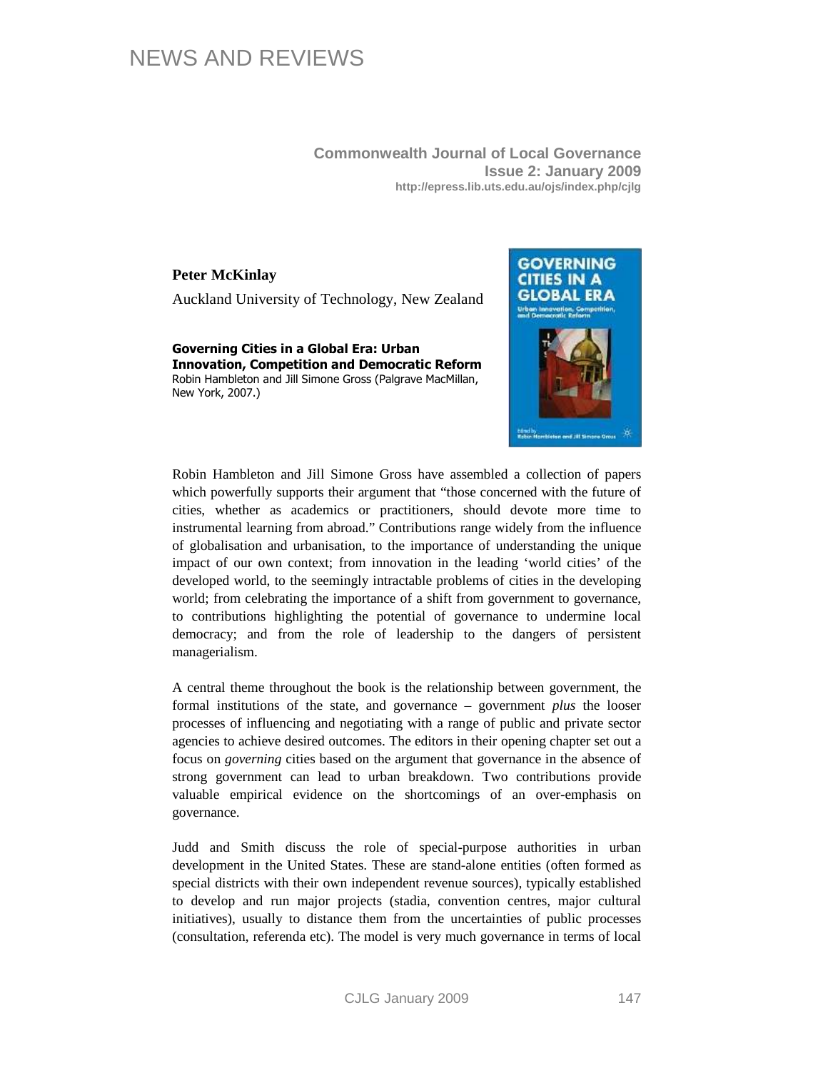# NEWS AND REVIEWS

**Commonwealth Journal of Local Governance**
**Issue 2: January 2009**
**http://epress.lib.uts.edu.au/ojs/index.php/cjlg**

**Peter McKinlay**

Auckland University of Technology, New Zealand

**Governing Cities in a Global Era: Urban Innovation, Competition and Democratic Reform**
Robin Hambleton and Jill Simone Gross (Palgrave MacMillan, New York, 2007.)

Robin Hambleton and Jill Simone Gross have assembled a collection of papers which powerfully supports their argument that "those concerned with the future of cities, whether as academics or practitioners, should devote more time to instrumental learning from abroad." Contributions range widely from the influence of globalisation and urbanisation, to the importance of understanding the unique impact of our own context; from innovation in the leading 'world cities' of the developed world, to the seemingly intractable problems of cities in the developing world; from celebrating the importance of a shift from government to governance, to contributions highlighting the potential of governance to undermine local democracy; and from the role of leadership to the dangers of persistent managerialism.

A central theme throughout the book is the relationship between government, the formal institutions of the state, and governance – government *plus* the looser processes of influencing and negotiating with a range of public and private sector agencies to achieve desired outcomes. The editors in their opening chapter set out a focus on *governing* cities based on the argument that governance in the absence of strong government can lead to urban breakdown. Two contributions provide valuable empirical evidence on the shortcomings of an over-emphasis on governance.

Judd and Smith discuss the role of special-purpose authorities in urban development in the United States. These are stand-alone entities (often formed as special districts with their own independent revenue sources), typically established to develop and run major projects (stadia, convention centres, major cultural initiatives), usually to distance them from the uncertainties of public processes (consultation, referenda etc). The model is very much governance in terms of local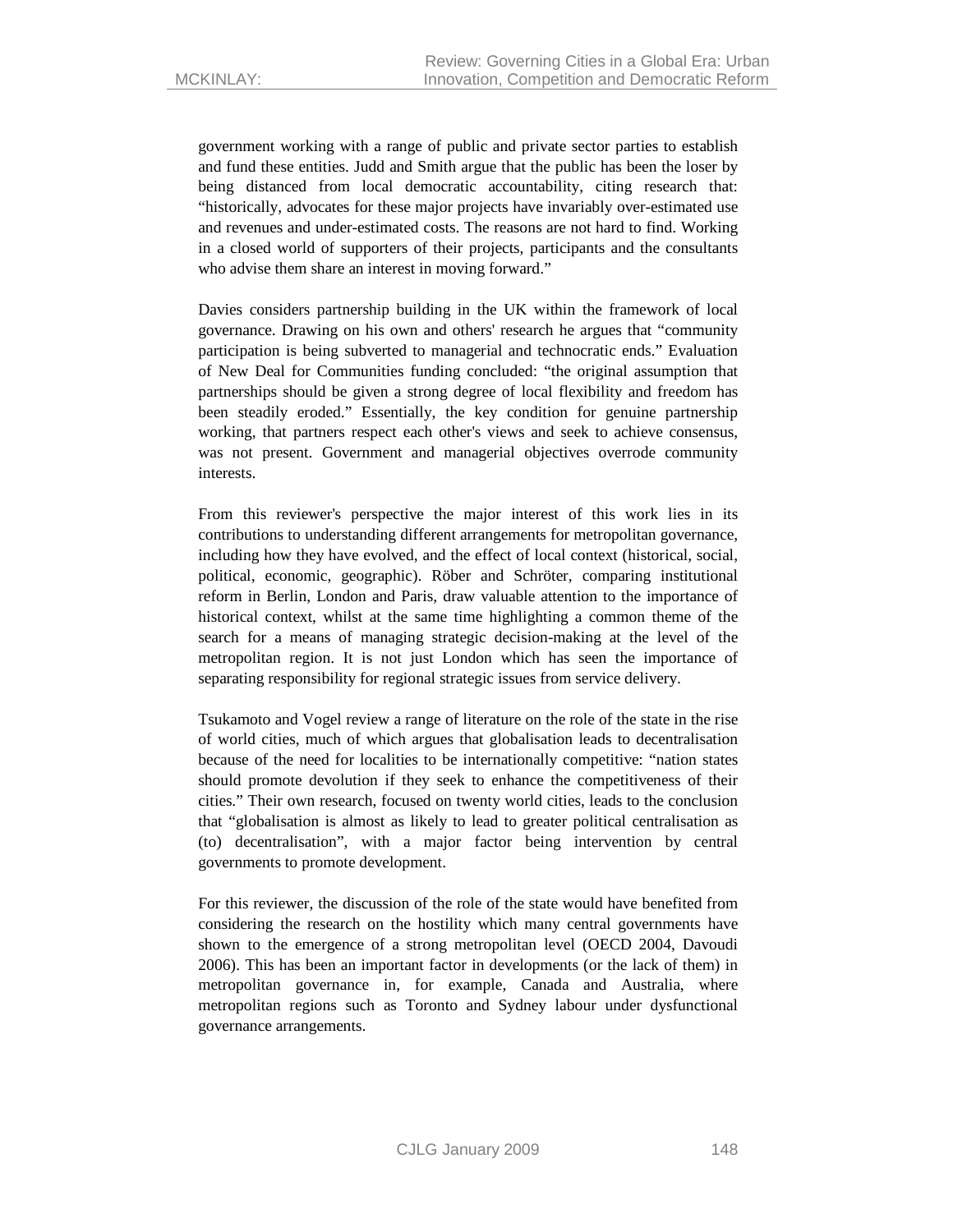government working with a range of public and private sector parties to establish and fund these entities. Judd and Smith argue that the public has been the loser by being distanced from local democratic accountability, citing research that: "historically, advocates for these major projects have invariably over-estimated use and revenues and under-estimated costs. The reasons are not hard to find. Working in a closed world of supporters of their projects, participants and the consultants who advise them share an interest in moving forward."

Davies considers partnership building in the UK within the framework of local governance. Drawing on his own and others' research he argues that "community participation is being subverted to managerial and technocratic ends." Evaluation of New Deal for Communities funding concluded: "the original assumption that partnerships should be given a strong degree of local flexibility and freedom has been steadily eroded." Essentially, the key condition for genuine partnership working, that partners respect each other's views and seek to achieve consensus, was not present. Government and managerial objectives overrode community interests.

From this reviewer's perspective the major interest of this work lies in its contributions to understanding different arrangements for metropolitan governance, including how they have evolved, and the effect of local context (historical, social, political, economic, geographic). Röber and Schröter, comparing institutional reform in Berlin, London and Paris, draw valuable attention to the importance of historical context, whilst at the same time highlighting a common theme of the search for a means of managing strategic decision-making at the level of the metropolitan region. It is not just London which has seen the importance of separating responsibility for regional strategic issues from service delivery.

Tsukamoto and Vogel review a range of literature on the role of the state in the rise of world cities, much of which argues that globalisation leads to decentralisation because of the need for localities to be internationally competitive: "nation states should promote devolution if they seek to enhance the competitiveness of their cities." Their own research, focused on twenty world cities, leads to the conclusion that "globalisation is almost as likely to lead to greater political centralisation as (to) decentralisation", with a major factor being intervention by central governments to promote development.

For this reviewer, the discussion of the role of the state would have benefited from considering the research on the hostility which many central governments have shown to the emergence of a strong metropolitan level (OECD 2004, Davoudi 2006). This has been an important factor in developments (or the lack of them) in metropolitan governance in, for example, Canada and Australia, where metropolitan regions such as Toronto and Sydney labour under dysfunctional governance arrangements.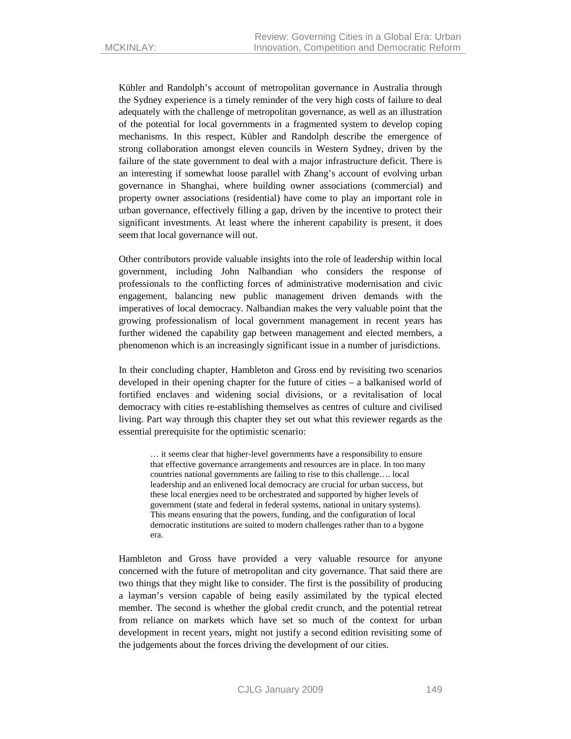Kübler and Randolph's account of metropolitan governance in Australia through the Sydney experience is a timely reminder of the very high costs of failure to deal adequately with the challenge of metropolitan governance, as well as an illustration of the potential for local governments in a fragmented system to develop coping mechanisms. In this respect, Kübler and Randolph describe the emergence of strong collaboration amongst eleven councils in Western Sydney, driven by the failure of the state government to deal with a major infrastructure deficit. There is an interesting if somewhat loose parallel with Zhang's account of evolving urban governance in Shanghai, where building owner associations (commercial) and property owner associations (residential) have come to play an important role in urban governance, effectively filling a gap, driven by the incentive to protect their significant investments. At least where the inherent capability is present, it does seem that local governance will out.

Other contributors provide valuable insights into the role of leadership within local government, including John Nalbandian who considers the response of professionals to the conflicting forces of administrative modernisation and civic engagement, balancing new public management driven demands with the imperatives of local democracy. Nalbandian makes the very valuable point that the growing professionalism of local government management in recent years has further widened the capability gap between management and elected members, a phenomenon which is an increasingly significant issue in a number of jurisdictions.

In their concluding chapter, Hambleton and Gross end by revisiting two scenarios developed in their opening chapter for the future of cities – a balkanised world of fortified enclaves and widening social divisions, or a revitalisation of local democracy with cities re-establishing themselves as centres of culture and civilised living. Part way through this chapter they set out what this reviewer regards as the essential prerequisite for the optimistic scenario:

> … it seems clear that higher-level governments have a responsibility to ensure that effective governance arrangements and resources are in place. In too many countries national governments are failing to rise to this challenge…. local leadership and an enlivened local democracy are crucial for urban success, but these local energies need to be orchestrated and supported by higher levels of government (state and federal in federal systems, national in unitary systems). This means ensuring that the powers, funding, and the configuration of local democratic institutions are suited to modern challenges rather than to a bygone era.

Hambleton and Gross have provided a very valuable resource for anyone concerned with the future of metropolitan and city governance. That said there are two things that they might like to consider. The first is the possibility of producing a layman's version capable of being easily assimilated by the typical elected member. The second is whether the global credit crunch, and the potential retreat from reliance on markets which have set so much of the context for urban development in recent years, might not justify a second edition revisiting some of the judgements about the forces driving the development of our cities.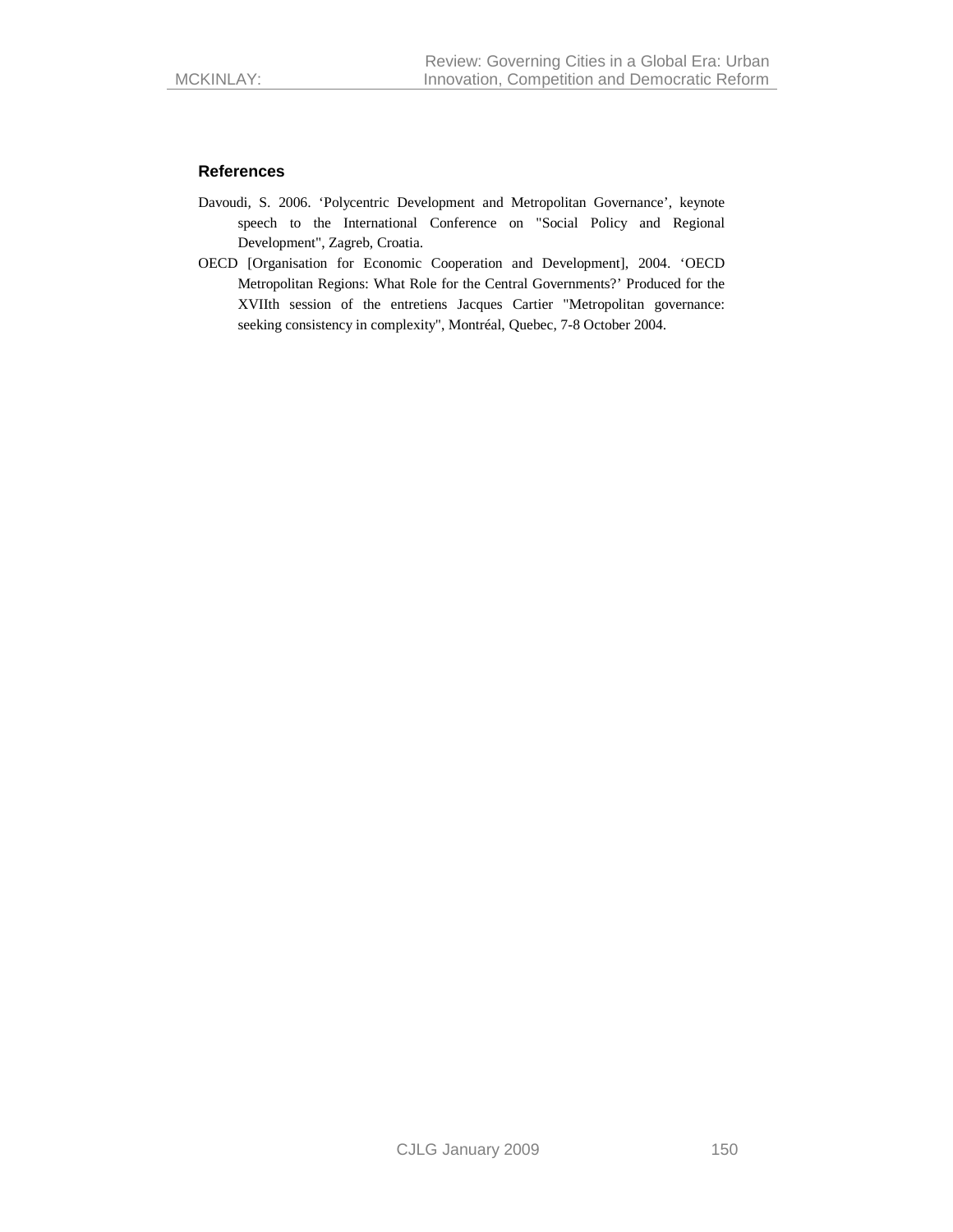## References

Davoudi, S. 2006. ‘Polycentric Development and Metropolitan Governance’, keynote speech to the International Conference on "Social Policy and Regional Development", Zagreb, Croatia.

OECD [Organisation for Economic Cooperation and Development], 2004. ‘OECD Metropolitan Regions: What Role for the Central Governments?’ Produced for the XVIIth session of the entretiens Jacques Cartier "Metropolitan governance: seeking consistency in complexity", Montréal, Quebec, 7-8 October 2004.